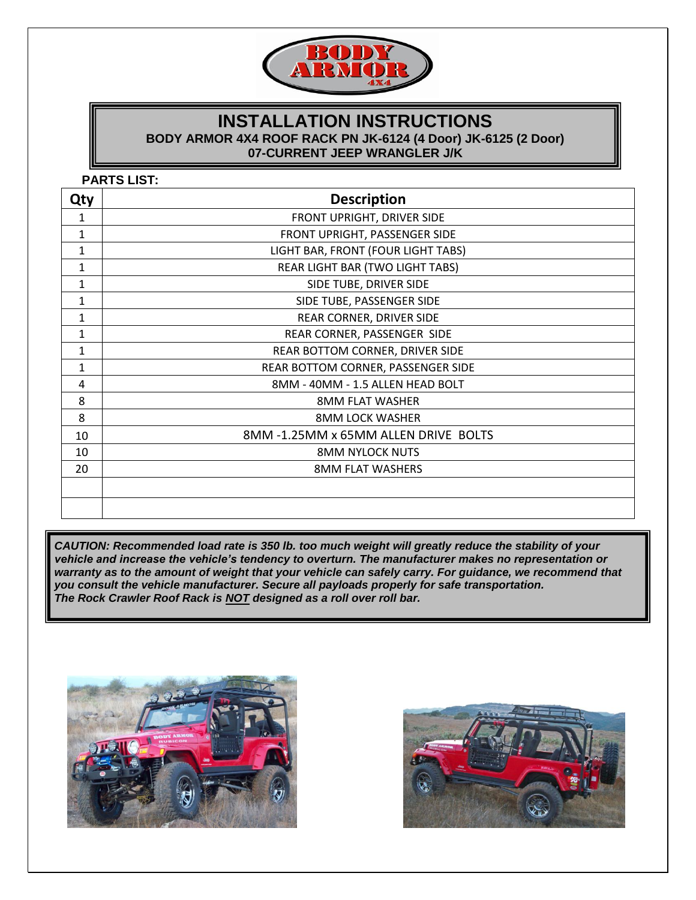# INSTALLATION INSTRUCTIONS

**BODY ARMOR 4X4 ROOF RACK PN JK-6124 (4 Door) JK-6125 (2 Door)**
**07-CURRENT JEEP WRANGLER J/K**

**PARTS LIST:**

| Qty | Description |
|---|---|
| 1 | FRONT UPRIGHT, DRIVER SIDE |
| 1 | FRONT UPRIGHT, PASSENGER SIDE |
| 1 | LIGHT BAR, FRONT (FOUR LIGHT TABS) |
| 1 | REAR LIGHT BAR (TWO LIGHT TABS) |
| 1 | SIDE TUBE, DRIVER SIDE |
| 1 | SIDE TUBE, PASSENGER SIDE |
| 1 | REAR CORNER, DRIVER SIDE |
| 1 | REAR CORNER, PASSENGER SIDE |
| 1 | REAR BOTTOM CORNER, DRIVER SIDE |
| 1 | REAR BOTTOM CORNER, PASSENGER SIDE |
| 4 | 8MM - 40MM - 1.5 ALLEN HEAD BOLT |
| 8 | 8MM FLAT WASHER |
| 8 | 8MM LOCK WASHER |
| 10 | 8MM -1.25MM x 65MM ALLEN DRIVE BOLTS |
| 10 | 8MM NYLOCK NUTS |
| 20 | 8MM FLAT WASHERS |
| | |
| | |

***CAUTION: Recommended load rate is 350 lb. too much weight will greatly reduce the stability of your vehicle and increase the vehicle's tendency to overturn. The manufacturer makes no representation or warranty as to the amount of weight that your vehicle can safely carry. For guidance, we recommend that you consult the vehicle manufacturer. Secure all payloads properly for safe transportation.***
***The Rock Crawler Roof Rack is <u>NOT</u> designed as a roll over roll bar.***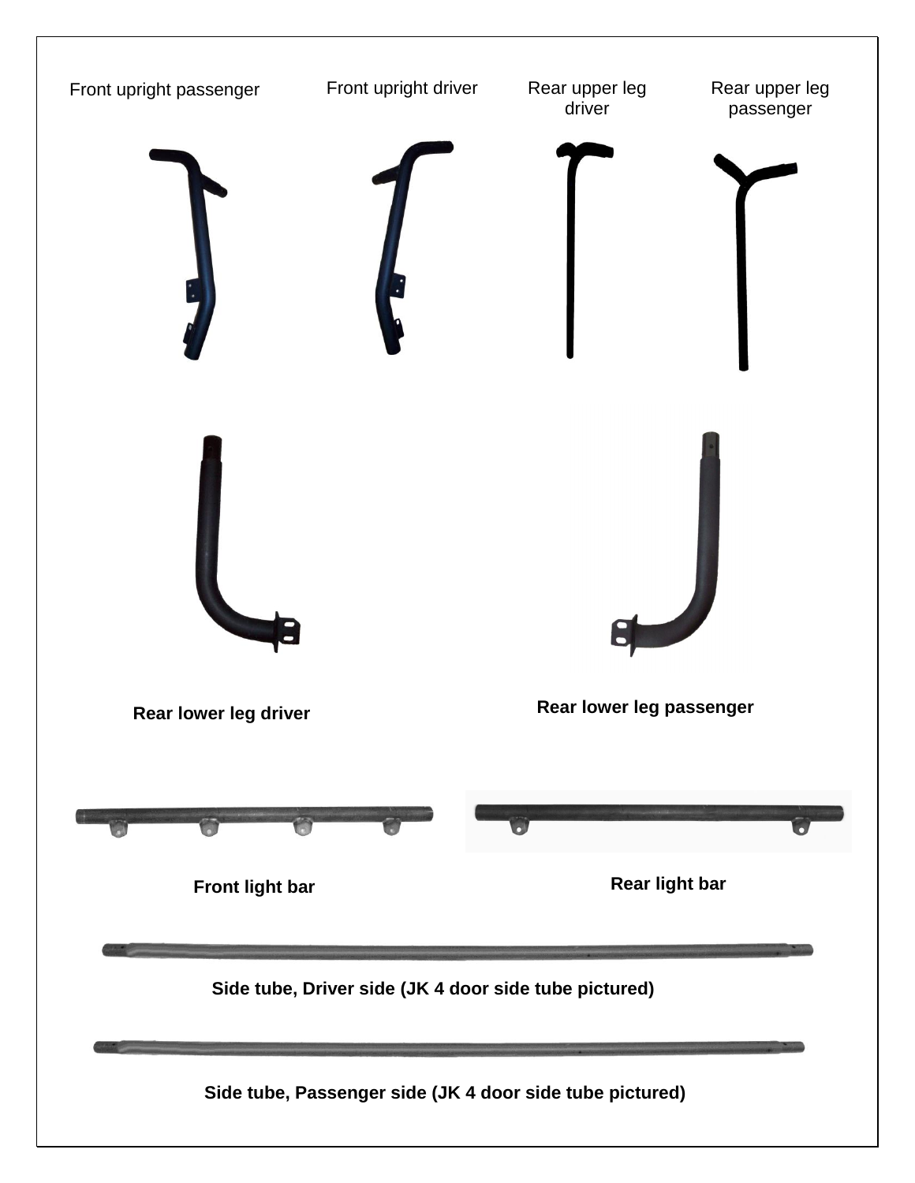Front upright passenger

Front upright driver

Rear upper leg driver

Rear upper leg passenger

**Rear lower leg driver**

**Rear lower leg passenger**

**Front light bar**

**Rear light bar**

**Side tube, Driver side (JK 4 door side tube pictured)**

**Side tube, Passenger side (JK 4 door side tube pictured)**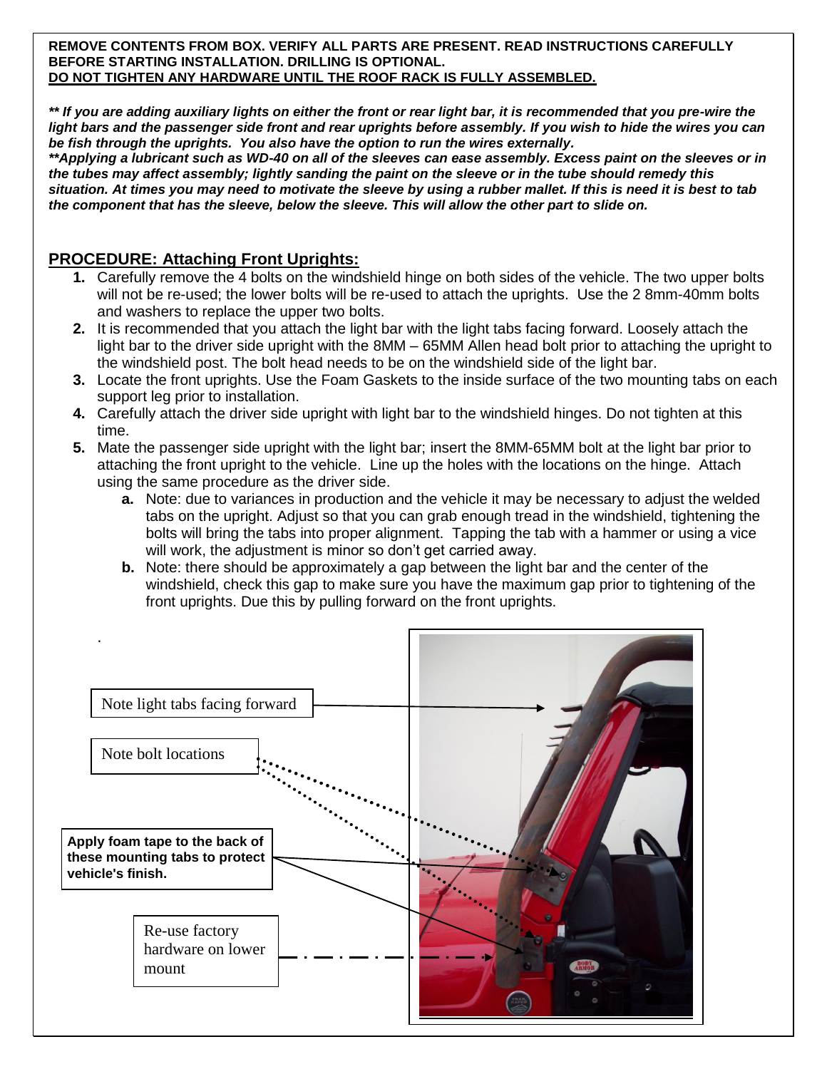**REMOVE CONTENTS FROM BOX. VERIFY ALL PARTS ARE PRESENT. READ INSTRUCTIONS CAREFULLY BEFORE STARTING INSTALLATION. DRILLING IS OPTIONAL.**
**<u>DO NOT TIGHTEN ANY HARDWARE UNTIL THE ROOF RACK IS FULLY ASSEMBLED.</u>**

***\*\* If you are adding auxiliary lights on either the front or rear light bar, it is recommended that you pre-wire the light bars and the passenger side front and rear uprights before assembly. If you wish to hide the wires you can be fish through the uprights. You also have the option to run the wires externally.***
***\*\*Applying a lubricant such as WD-40 on all of the sleeves can ease assembly. Excess paint on the sleeves or in the tubes may affect assembly; lightly sanding the paint on the sleeve or in the tube should remedy this situation. At times you may need to motivate the sleeve by using a rubber mallet. If this is need it is best to tab the component that has the sleeve, below the sleeve. This will allow the other part to slide on.***

## <u>PROCEDURE: Attaching Front Uprights:</u>

1. Carefully remove the 4 bolts on the windshield hinge on both sides of the vehicle. The two upper bolts will not be re-used; the lower bolts will be re-used to attach the uprights. Use the 2 8mm-40mm bolts and washers to replace the upper two bolts.
2. It is recommended that you attach the light bar with the light tabs facing forward. Loosely attach the light bar to the driver side upright with the 8MM – 65MM Allen head bolt prior to attaching the upright to the windshield post. The bolt head needs to be on the windshield side of the light bar.
3. Locate the front uprights. Use the Foam Gaskets to the inside surface of the two mounting tabs on each support leg prior to installation.
4. Carefully attach the driver side upright with light bar to the windshield hinges. Do not tighten at this time.
5. Mate the passenger side upright with the light bar; insert the 8MM-65MM bolt at the light bar prior to attaching the front upright to the vehicle. Line up the holes with the locations on the hinge. Attach using the same procedure as the driver side.
   a. Note: due to variances in production and the vehicle it may be necessary to adjust the welded tabs on the upright. Adjust so that you can grab enough tread in the windshield, tightening the bolts will bring the tabs into proper alignment. Tapping the tab with a hammer or using a vice will work, the adjustment is minor so don't get carried away.
   b. Note: there should be approximately a gap between the light bar and the center of the windshield, check this gap to make sure you have the maximum gap prior to tightening of the front uprights. Due this by pulling forward on the front uprights.

Note light tabs facing forward

Note bolt locations

**Apply foam tape to the back of these mounting tabs to protect vehicle's finish.**

Re-use factory hardware on lower mount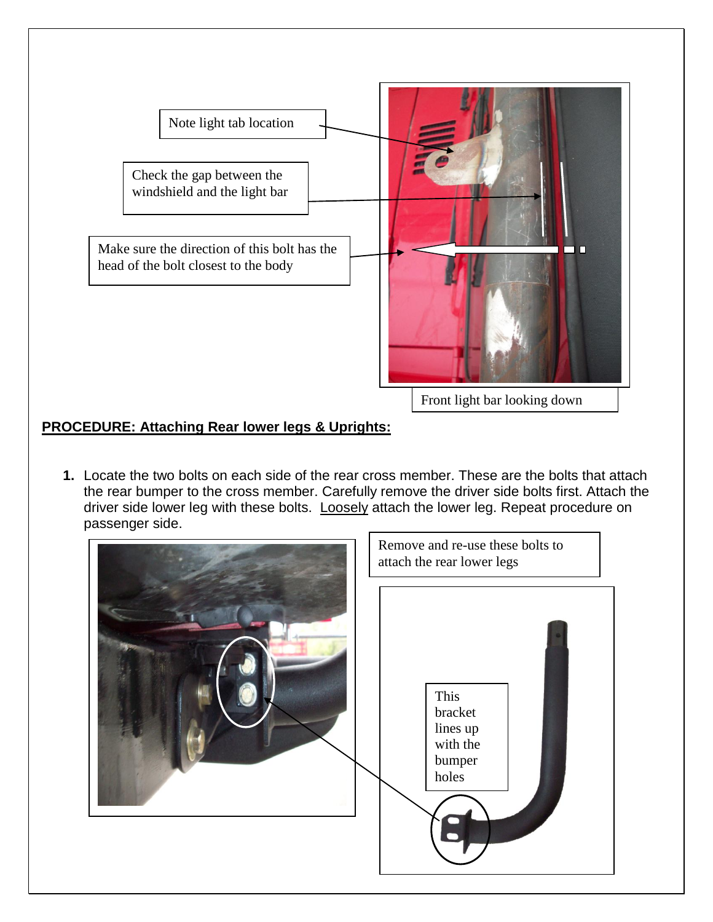Note light tab location

Check the gap between the windshield and the light bar

Make sure the direction of this bolt has the head of the bolt closest to the body

Front light bar looking down

**PROCEDURE: Attaching Rear lower legs & Uprights:**

1. Locate the two bolts on each side of the rear cross member. These are the bolts that attach the rear bumper to the cross member. Carefully remove the driver side bolts first. Attach the driver side lower leg with these bolts. Loosely attach the lower leg. Repeat procedure on passenger side.

Remove and re-use these bolts to attach the rear lower legs

This bracket lines up with the bumper holes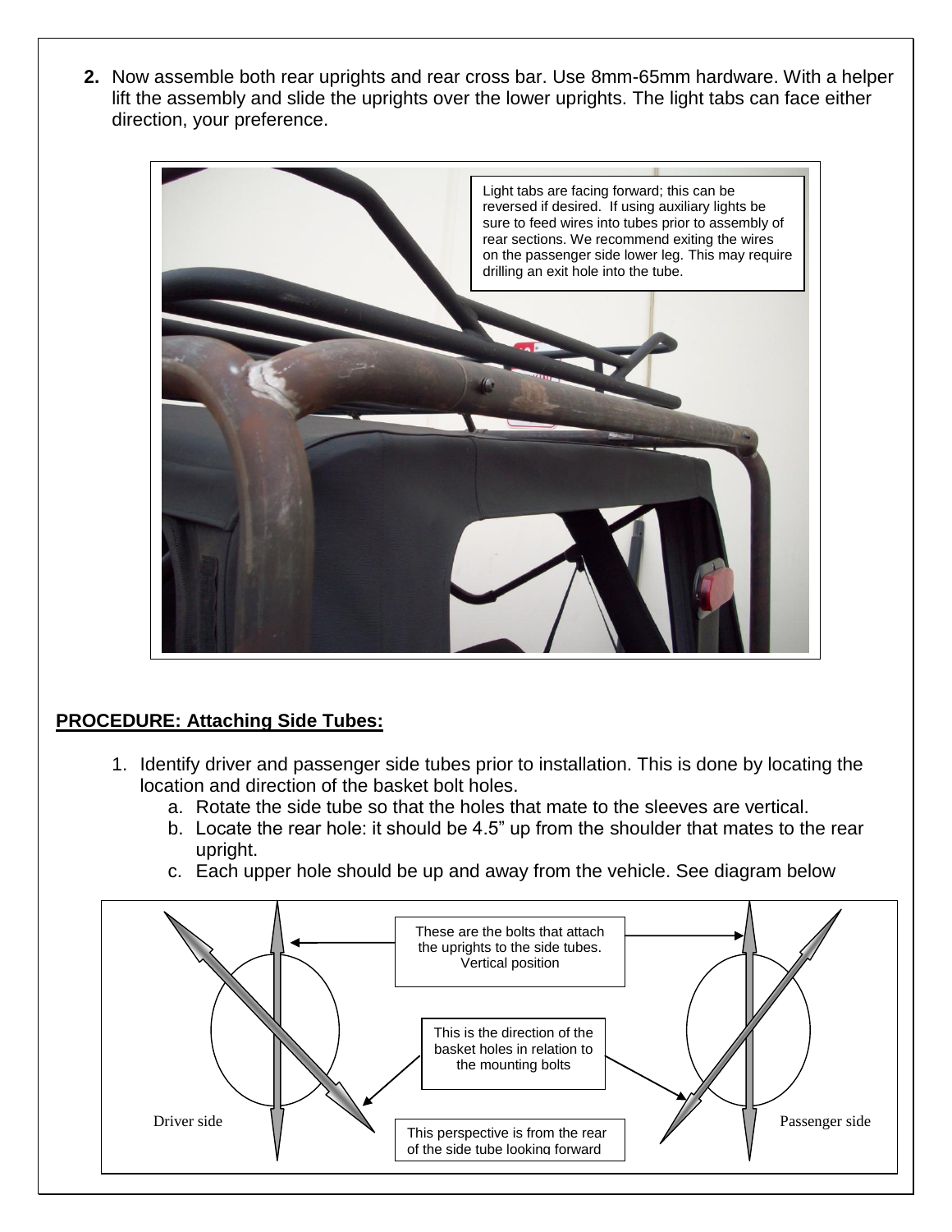2. Now assemble both rear uprights and rear cross bar. Use 8mm-65mm hardware. With a helper lift the assembly and slide the uprights over the lower uprights. The light tabs can face either direction, your preference.

Light tabs are facing forward; this can be reversed if desired. If using auxiliary lights be sure to feed wires into tubes prior to assembly of rear sections. We recommend exiting the wires on the passenger side lower leg. This may require drilling an exit hole into the tube.

**PROCEDURE: Attaching Side Tubes:**

1. Identify driver and passenger side tubes prior to installation. This is done by locating the location and direction of the basket bolt holes.
   a. Rotate the side tube so that the holes that mate to the sleeves are vertical.
   b. Locate the rear hole: it should be 4.5" up from the shoulder that mates to the rear upright.
   c. Each upper hole should be up and away from the vehicle. See diagram below

These are the bolts that attach the uprights to the side tubes. Vertical position

This is the direction of the basket holes in relation to the mounting bolts

Driver side

Passenger side

This perspective is from the rear of the side tube looking forward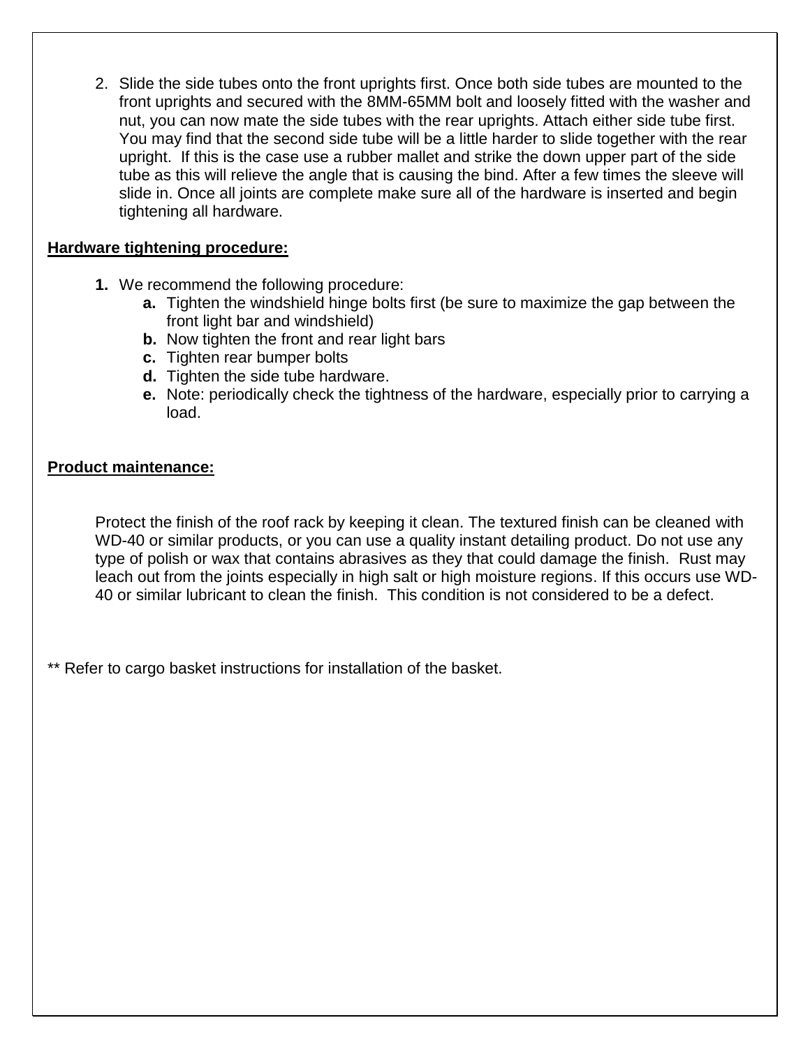2. Slide the side tubes onto the front uprights first. Once both side tubes are mounted to the front uprights and secured with the 8MM-65MM bolt and loosely fitted with the washer and nut, you can now mate the side tubes with the rear uprights. Attach either side tube first. You may find that the second side tube will be a little harder to slide together with the rear upright. If this is the case use a rubber mallet and strike the down upper part of the side tube as this will relieve the angle that is causing the bind. After a few times the sleeve will slide in. Once all joints are complete make sure all of the hardware is inserted and begin tightening all hardware.

**Hardware tightening procedure:**

**1.** We recommend the following procedure:
   - **a.** Tighten the windshield hinge bolts first (be sure to maximize the gap between the front light bar and windshield)
   - **b.** Now tighten the front and rear light bars
   - **c.** Tighten rear bumper bolts
   - **d.** Tighten the side tube hardware.
   - **e.** Note: periodically check the tightness of the hardware, especially prior to carrying a load.

**Product maintenance:**

Protect the finish of the roof rack by keeping it clean. The textured finish can be cleaned with WD-40 or similar products, or you can use a quality instant detailing product. Do not use any type of polish or wax that contains abrasives as they that could damage the finish. Rust may leach out from the joints especially in high salt or high moisture regions. If this occurs use WD-40 or similar lubricant to clean the finish. This condition is not considered to be a defect.

** Refer to cargo basket instructions for installation of the basket.